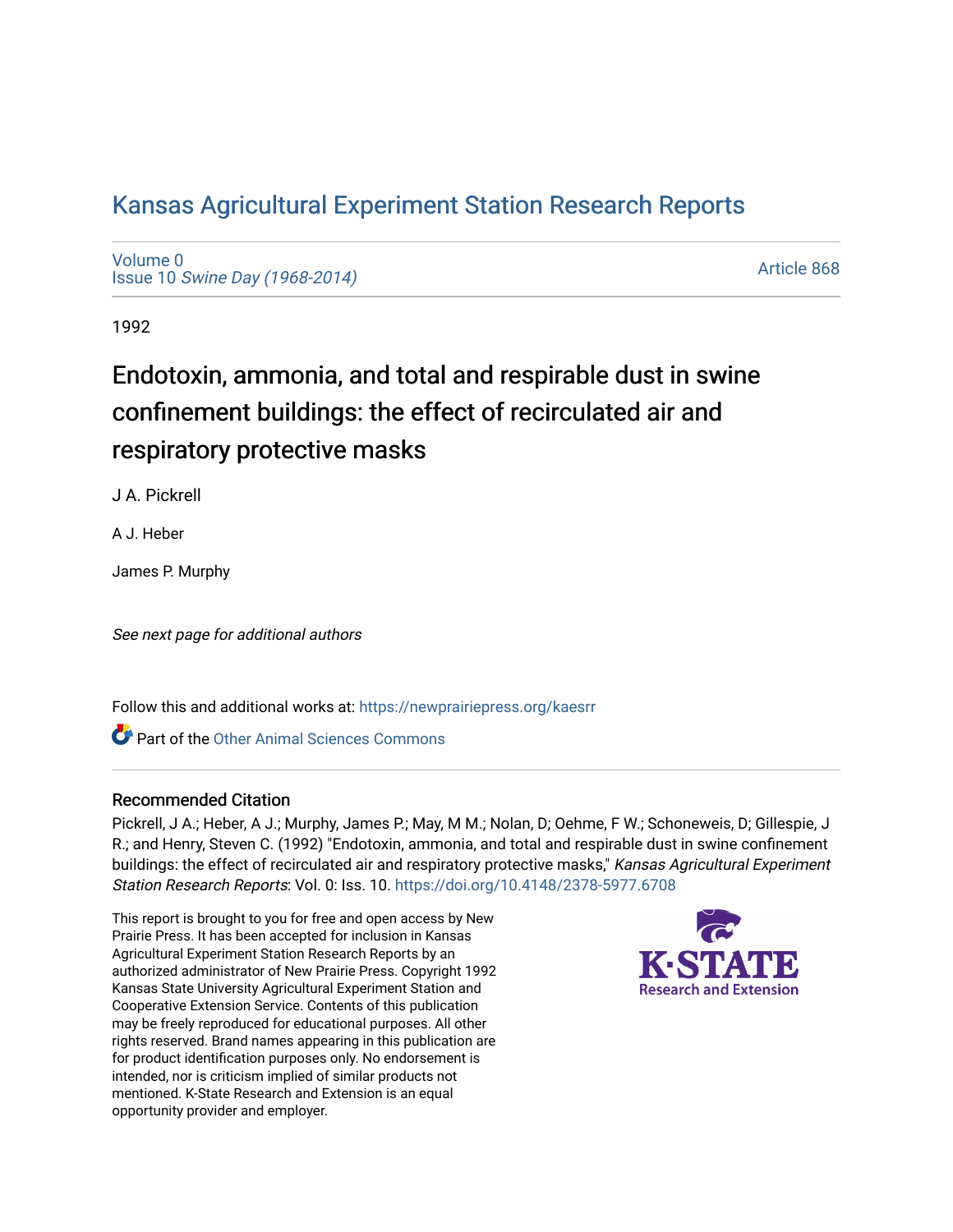# Kansas Agricultural Experiment Station Research Reports

Volume 0
Issue 10 *Swine Day (1968-2014)*

Article 868

1992

## Endotoxin, ammonia, and total and respirable dust in swine confinement buildings: the effect of recirculated air and respiratory protective masks

J A. Pickrell

A J. Heber

James P. Murphy

*See next page for additional authors*

Follow this and additional works at: https://newprairiepress.org/kaesrr

Part of the Other Animal Sciences Commons

### Recommended Citation

Pickrell, J A.; Heber, A J.; Murphy, James P.; May, M M.; Nolan, D; Oehme, F W.; Schoneweis, D; Gillespie, J R.; and Henry, Steven C. (1992) "Endotoxin, ammonia, and total and respirable dust in swine confinement buildings: the effect of recirculated air and respiratory protective masks," *Kansas Agricultural Experiment Station Research Reports*: Vol. 0: Iss. 10. https://doi.org/10.4148/2378-5977.6708

This report is brought to you for free and open access by New Prairie Press. It has been accepted for inclusion in Kansas Agricultural Experiment Station Research Reports by an authorized administrator of New Prairie Press. Copyright 1992 Kansas State University Agricultural Experiment Station and Cooperative Extension Service. Contents of this publication may be freely reproduced for educational purposes. All other rights reserved. Brand names appearing in this publication are for product identification purposes only. No endorsement is intended, nor is criticism implied of similar products not mentioned. K-State Research and Extension is an equal opportunity provider and employer.

K·STATE
Research and Extension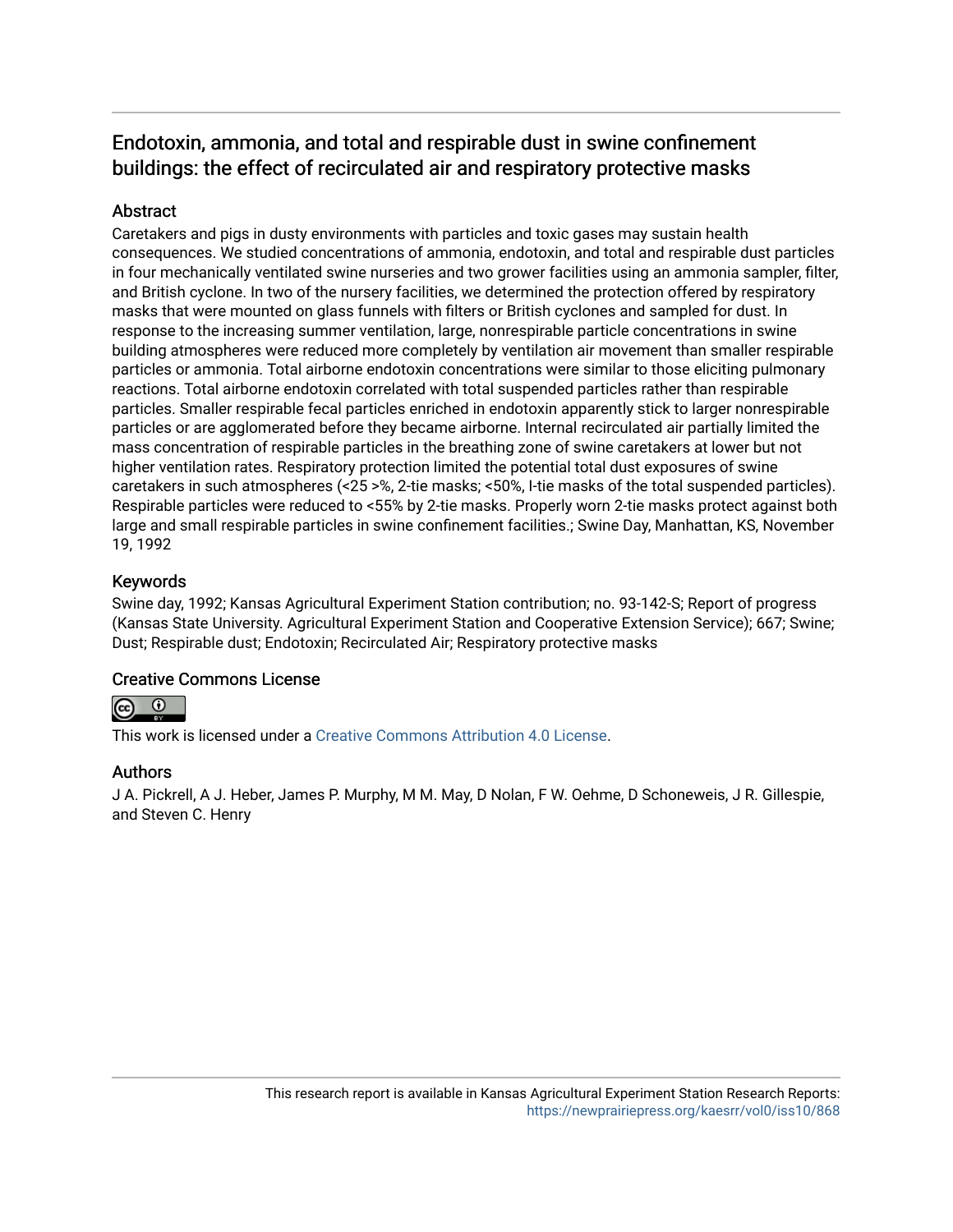# Endotoxin, ammonia, and total and respirable dust in swine confinement buildings: the effect of recirculated air and respiratory protective masks

## Abstract

Caretakers and pigs in dusty environments with particles and toxic gases may sustain health consequences. We studied concentrations of ammonia, endotoxin, and total and respirable dust particles in four mechanically ventilated swine nurseries and two grower facilities using an ammonia sampler, filter, and British cyclone. In two of the nursery facilities, we determined the protection offered by respiratory masks that were mounted on glass funnels with filters or British cyclones and sampled for dust. In response to the increasing summer ventilation, large, nonrespirable particle concentrations in swine building atmospheres were reduced more completely by ventilation air movement than smaller respirable particles or ammonia. Total airborne endotoxin concentrations were similar to those eliciting pulmonary reactions. Total airborne endotoxin correlated with total suspended particles rather than respirable particles. Smaller respirable fecal particles enriched in endotoxin apparently stick to larger nonrespirable particles or are agglomerated before they became airborne. Internal recirculated air partially limited the mass concentration of respirable particles in the breathing zone of swine caretakers at lower but not higher ventilation rates. Respiratory protection limited the potential total dust exposures of swine caretakers in such atmospheres (<25 >%, 2-tie masks; <50%, I-tie masks of the total suspended particles). Respirable particles were reduced to <55% by 2-tie masks. Properly worn 2-tie masks protect against both large and small respirable particles in swine confinement facilities.; Swine Day, Manhattan, KS, November 19, 1992

## Keywords

Swine day, 1992; Kansas Agricultural Experiment Station contribution; no. 93-142-S; Report of progress (Kansas State University. Agricultural Experiment Station and Cooperative Extension Service); 667; Swine; Dust; Respirable dust; Endotoxin; Recirculated Air; Respiratory protective masks

## Creative Commons License

This work is licensed under a Creative Commons Attribution 4.0 License.

## Authors

J A. Pickrell, A J. Heber, James P. Murphy, M M. May, D Nolan, F W. Oehme, D Schoneweis, J R. Gillespie, and Steven C. Henry

This research report is available in Kansas Agricultural Experiment Station Research Reports: https://newprairiepress.org/kaesrr/vol0/iss10/868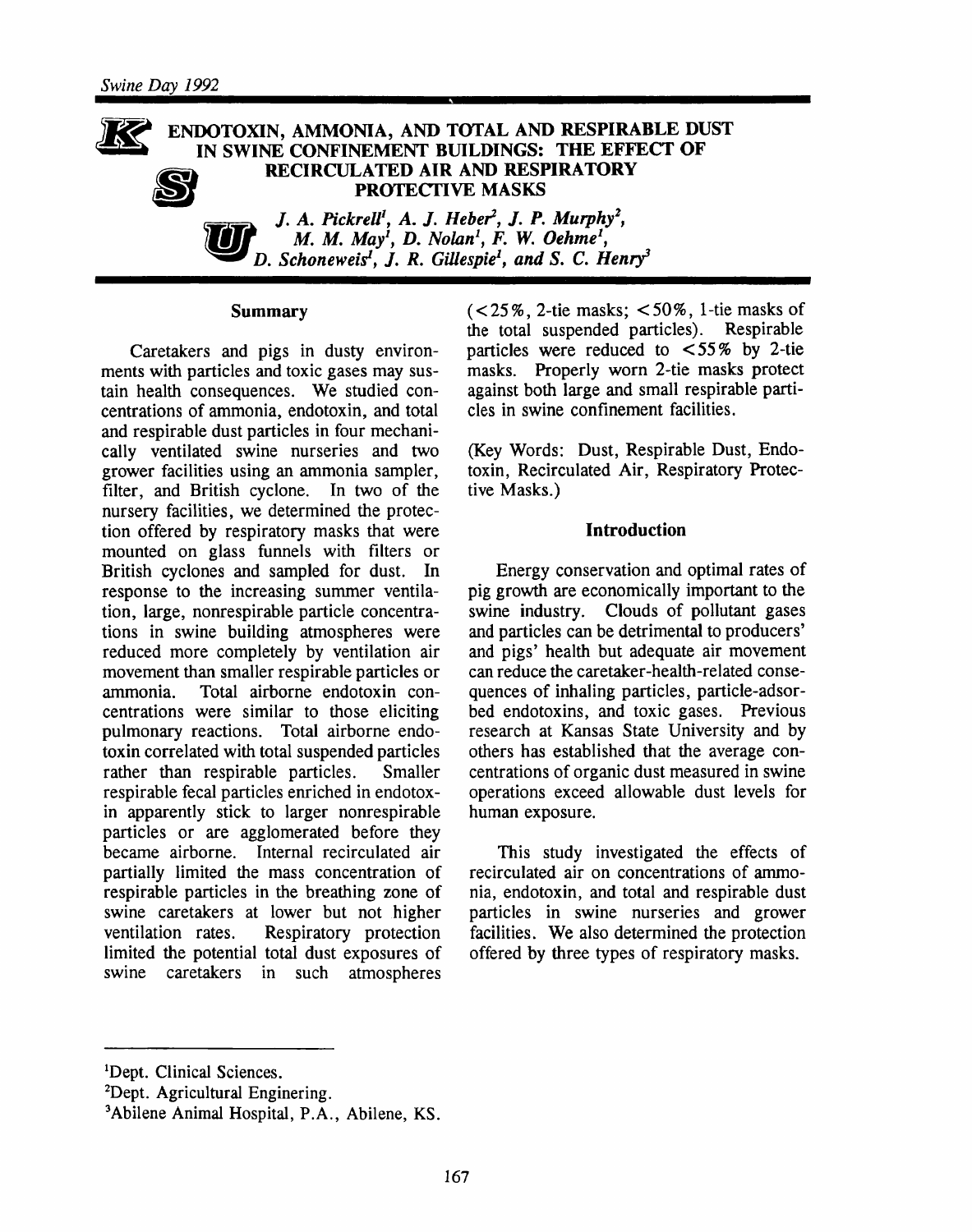# ENDOTOXIN, AMMONIA, AND TOTAL AND RESPIRABLE DUST IN SWINE CONFINEMENT BUILDINGS: THE EFFECT OF RECIRCULATED AIR AND RESPIRATORY PROTECTIVE MASKS

*J. A. Pickrell[1], A. J. Heber[2], J. P. Murphy[2], M. M. May[1], D. Nolan[1], F. W. Oehme[1], D. Schoneweis[1], J. R. Gillespie[1], and S. C. Henry[3]*

## Summary

Caretakers and pigs in dusty environments with particles and toxic gases may sustain health consequences. We studied concentrations of ammonia, endotoxin, and total and respirable dust particles in four mechanically ventilated swine nurseries and two grower facilities using an ammonia sampler, filter, and British cyclone. In two of the nursery facilities, we determined the protection offered by respiratory masks that were mounted on glass funnels with filters or British cyclones and sampled for dust. In response to the increasing summer ventilation, large, nonrespirable particle concentrations in swine building atmospheres were reduced more completely by ventilation air movement than smaller respirable particles or ammonia. Total airborne endotoxin concentrations were similar to those eliciting pulmonary reactions. Total airborne endotoxin correlated with total suspended particles rather than respirable particles. Smaller respirable fecal particles enriched in endotoxin apparently stick to larger nonrespirable particles or are agglomerated before they became airborne. Internal recirculated air partially limited the mass concentration of respirable particles in the breathing zone of swine caretakers at lower but not higher ventilation rates. Respiratory protection limited the potential total dust exposures of swine caretakers in such atmospheres (<25%, 2-tie masks; <50%, 1-tie masks of the total suspended particles). Respirable particles were reduced to <55% by 2-tie masks. Properly worn 2-tie masks protect against both large and small respirable particles in swine confinement facilities.

(Key Words: Dust, Respirable Dust, Endotoxin, Recirculated Air, Respiratory Protective Masks.)

## Introduction

Energy conservation and optimal rates of pig growth are economically important to the swine industry. Clouds of pollutant gases and particles can be detrimental to producers' and pigs' health but adequate air movement can reduce the caretaker-health-related consequences of inhaling particles, particle-adsorbed endotoxins, and toxic gases. Previous research at Kansas State University and by others has established that the average concentrations of organic dust measured in swine operations exceed allowable dust levels for human exposure.

This study investigated the effects of recirculated air on concentrations of ammonia, endotoxin, and total and respirable dust particles in swine nurseries and grower facilities. We also determined the protection offered by three types of respiratory masks.

---

[1]Dept. Clinical Sciences.

[2]Dept. Agricultural Enginering.

[3]Abilene Animal Hospital, P.A., Abilene, KS.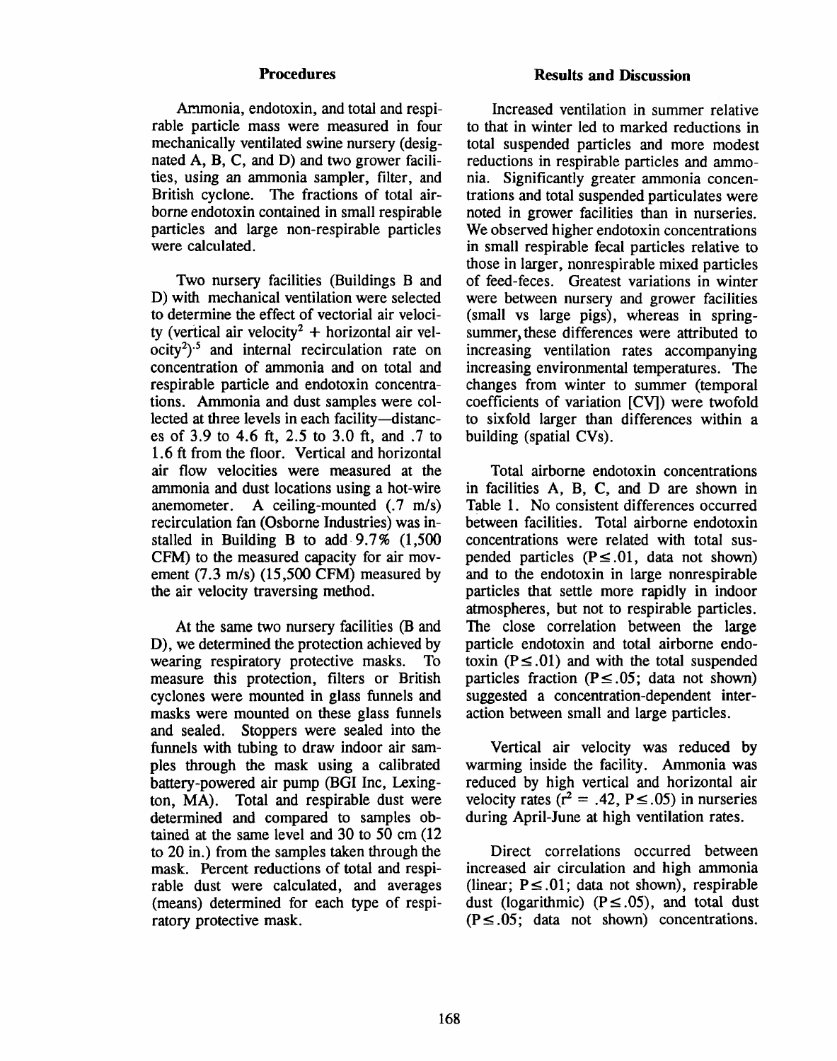## Procedures

Ammonia, endotoxin, and total and respirable particle mass were measured in four mechanically ventilated swine nursery (designated A, B, C, and D) and two grower facilities, using an ammonia sampler, filter, and British cyclone. The fractions of total airborne endotoxin contained in small respirable particles and large non-respirable particles were calculated.

Two nursery facilities (Buildings B and D) with mechanical ventilation were selected to determine the effect of vectorial air velocity (vertical air velocity$^2$ + horizontal air velocity$^2$)$^{.5}$ and internal recirculation rate on concentration of ammonia and on total and respirable particle and endotoxin concentrations. Ammonia and dust samples were collected at three levels in each facility—distances of 3.9 to 4.6 ft, 2.5 to 3.0 ft, and .7 to 1.6 ft from the floor. Vertical and horizontal air flow velocities were measured at the ammonia and dust locations using a hot-wire anemometer. A ceiling-mounted (.7 m/s) recirculation fan (Osborne Industries) was installed in Building B to add 9.7% (1,500 CFM) to the measured capacity for air movement (7.3 m/s) (15,500 CFM) measured by the air velocity traversing method.

At the same two nursery facilities (B and D), we determined the protection achieved by wearing respiratory protective masks. To measure this protection, filters or British cyclones were mounted in glass funnels and masks were mounted on these glass funnels and sealed. Stoppers were sealed into the funnels with tubing to draw indoor air samples through the mask using a calibrated battery-powered air pump (BGI Inc, Lexington, MA). Total and respirable dust were determined and compared to samples obtained at the same level and 30 to 50 cm (12 to 20 in.) from the samples taken through the mask. Percent reductions of total and respirable dust were calculated, and averages (means) determined for each type of respiratory protective mask.

## Results and Discussion

Increased ventilation in summer relative to that in winter led to marked reductions in total suspended particles and more modest reductions in respirable particles and ammonia. Significantly greater ammonia concentrations and total suspended particulates were noted in grower facilities than in nurseries. We observed higher endotoxin concentrations in small respirable fecal particles relative to those in larger, nonrespirable mixed particles of feed-feces. Greatest variations in winter were between nursery and grower facilities (small vs large pigs), whereas in spring-summer, these differences were attributed to increasing ventilation rates accompanying increasing environmental temperatures. The changes from winter to summer (temporal coefficients of variation [CV]) were twofold to sixfold larger than differences within a building (spatial CVs).

Total airborne endotoxin concentrations in facilities A, B, C, and D are shown in Table 1. No consistent differences occurred between facilities. Total airborne endotoxin concentrations were related with total suspended particles ($P \leq .01$, data not shown) and to the endotoxin in large nonrespirable particles that settle more rapidly in indoor atmospheres, but not to respirable particles. The close correlation between the large particle endotoxin and total airborne endotoxin ($P \leq .01$) and with the total suspended particles fraction ($P \leq .05$; data not shown) suggested a concentration-dependent interaction between small and large particles.

Vertical air velocity was reduced by warming inside the facility. Ammonia was reduced by high vertical and horizontal air velocity rates ($r^2 = .42$, $P \leq .05$) in nurseries during April-June at high ventilation rates.

Direct correlations occurred between increased air circulation and high ammonia (linear; $P \leq .01$; data not shown), respirable dust (logarithmic) ($P \leq .05$), and total dust ($P \leq .05$; data not shown) concentrations.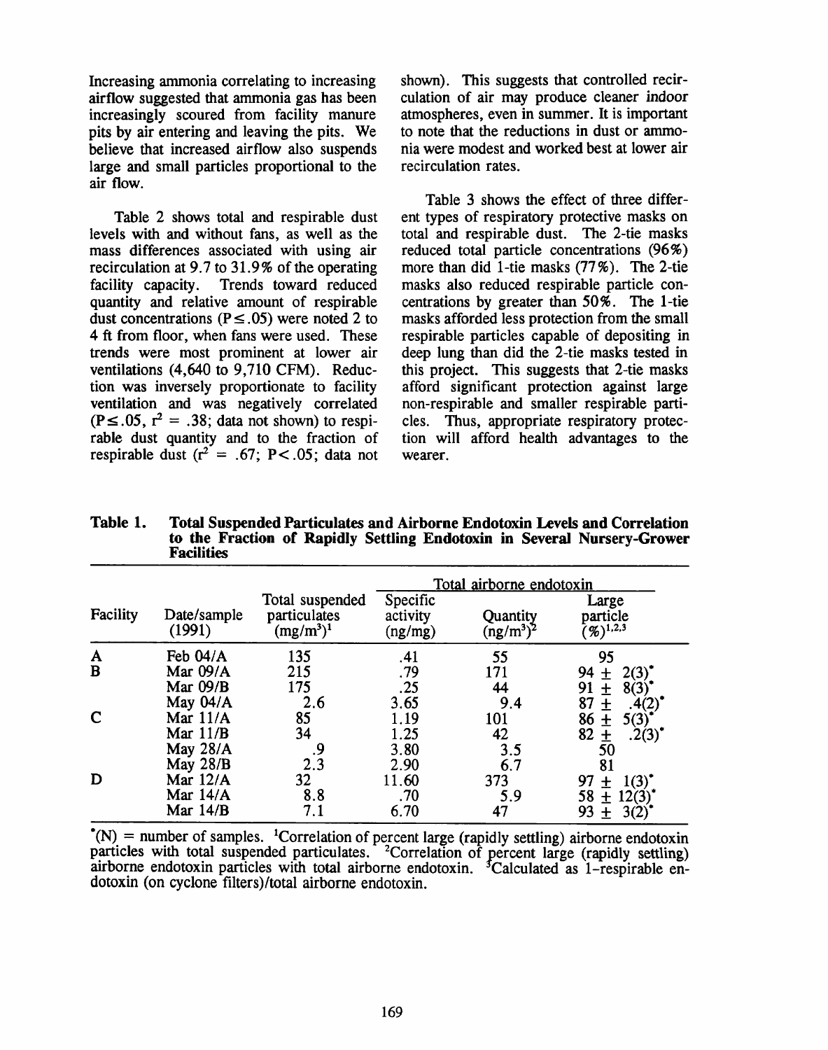Increasing ammonia correlating to increasing airflow suggested that ammonia gas has been increasingly scoured from facility manure pits by air entering and leaving the pits. We believe that increased airflow also suspends large and small particles proportional to the air flow.

Table 2 shows total and respirable dust levels with and without fans, as well as the mass differences associated with using air recirculation at 9.7 to 31.9% of the operating facility capacity. Trends toward reduced quantity and relative amount of respirable dust concentrations ($P \leq .05$) were noted 2 to 4 ft from floor, when fans were used. These trends were most prominent at lower air ventilations (4,640 to 9,710 CFM). Reduction was inversely proportionate to facility ventilation and was negatively correlated ($P \leq .05$, $r^2 = .38$; data not shown) to respirable dust quantity and to the fraction of respirable dust ($r^2 = .67$; $P < .05$; data not shown). This suggests that controlled recirculation of air may produce cleaner indoor atmospheres, even in summer. It is important to note that the reductions in dust or ammonia were modest and worked best at lower air recirculation rates.

Table 3 shows the effect of three different types of respiratory protective masks on total and respirable dust. The 2-tie masks reduced total particle concentrations (96%) more than did 1-tie masks (77%). The 2-tie masks also reduced respirable particle concentrations by greater than 50%. The 1-tie masks afforded less protection from the small respirable particles capable of depositing in deep lung than did the 2-tie masks tested in this project. This suggests that 2-tie masks afford significant protection against large non-respirable and smaller respirable particles. Thus, appropriate respiratory protection will afford health advantages to the wearer.

**Table 1. Total Suspended Particulates and Airborne Endotoxin Levels and Correlation to the Fraction of Rapidly Settling Endotoxin in Several Nursery-Grower Facilities**

| Facility | Date/sample (1991) | Total suspended particulates (mg/m³)[1] | Total airborne endotoxin Specific activity (ng/mg) | Total airborne endotoxin Quantity (ng/m³)[2] | Total airborne endotoxin Large particle (%)[1,2,3] |
|---|---|---|---|---|---|
| A | Feb 04/A | 135 | .41 | 55 | 95 |
| B | Mar 09/A | 215 | .79 | 171 | 94 ± 2(3)* |
| | Mar 09/B | 175 | .25 | 44 | 91 ± 8(3)* |
| | May 04/A | 2.6 | 3.65 | 9.4 | 87 ± .4(2)* |
| C | Mar 11/A | 85 | 1.19 | 101 | 86 ± 5(3)* |
| | Mar 11/B | 34 | 1.25 | 42 | 82 ± .2(3)* |
| | May 28/A | .9 | 3.80 | 3.5 | 50 |
| | May 28/B | 2.3 | 2.90 | 6.7 | 81 |
| D | Mar 12/A | 32 | 11.60 | 373 | 97 ± 1(3)* |
| | Mar 14/A | 8.8 | .70 | 5.9 | 58 ± 12(3)* |
| | Mar 14/B | 7.1 | 6.70 | 47 | 93 ± 3(2)* |

*(N) = number of samples. [1]Correlation of percent large (rapidly settling) airborne endotoxin particles with total suspended particulates. [2]Correlation of percent large (rapidly settling) airborne endotoxin particles with total airborne endotoxin. [3]Calculated as 1–respirable endotoxin (on cyclone filters)/total airborne endotoxin.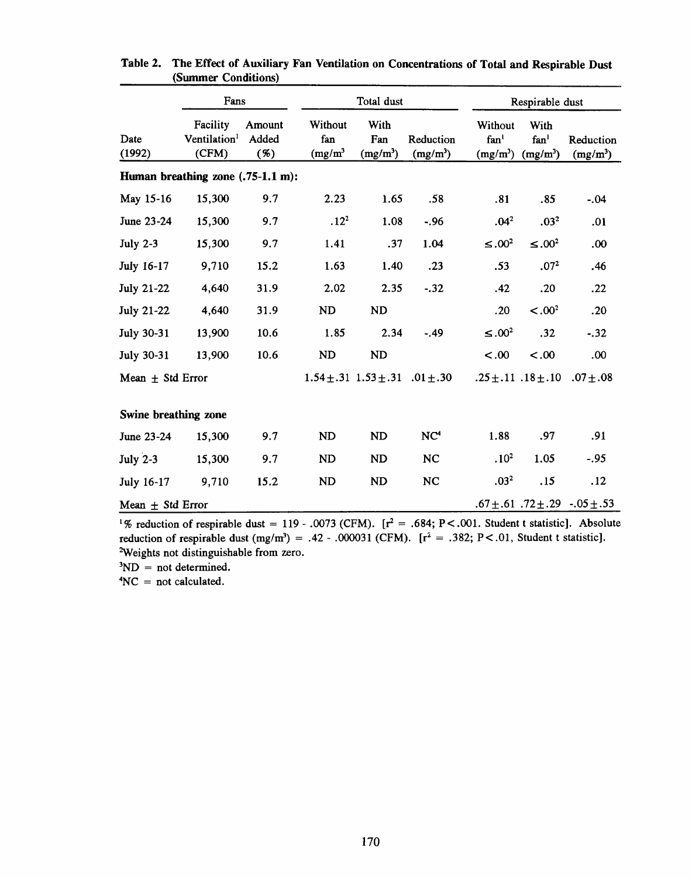**Table 2. The Effect of Auxiliary Fan Ventilation on Concentrations of Total and Respirable Dust (Summer Conditions)**

| | Fans | | Total dust | | | Respirable dust | | |
|---|---|---|---|---|---|---|---|---|
| Date (1992) | Facility Ventilation[1] (CFM) | Amount Added (%) | Without fan ($mg/m^3$) | With Fan ($mg/m^3$) | Reduction ($mg/m^3$) | Without fan[1] ($mg/m^3$) | With fan[1] ($mg/m^3$) | Reduction ($mg/m^3$) |
| **Human breathing zone (.75-1.1 m):** | | | | | | | | |
| May 15-16 | 15,300 | 9.7 | 2.23 | 1.65 | .58 | .81 | .85 | -.04 |
| June 23-24 | 15,300 | 9.7 | .12[2] | 1.08 | -.96 | .04[2] | .03[2] | .01 |
| July 2-3 | 15,300 | 9.7 | 1.41 | .37 | 1.04 | ≤.00[2] | ≤.00[2] | .00 |
| July 16-17 | 9,710 | 15.2 | 1.63 | 1.40 | .23 | .53 | .07[2] | .46 |
| July 21-22 | 4,640 | 31.9 | 2.02 | 2.35 | -.32 | .42 | .20 | .22 |
| July 21-22 | 4,640 | 31.9 | ND | ND | | .20 | <.00[2] | .20 |
| July 30-31 | 13,900 | 10.6 | 1.85 | 2.34 | -.49 | ≤.00[2] | .32 | -.32 |
| July 30-31 | 13,900 | 10.6 | ND | ND | | <.00 | <.00 | .00 |
| Mean ± Std Error | | | 1.54±.31 | 1.53±.31 | .01±.30 | .25±.11 | .18±.10 | .07±.08 |
| **Swine breathing zone** | | | | | | | | |
| June 23-24 | 15,300 | 9.7 | ND | ND | NC[4] | 1.88 | .97 | .91 |
| July 2-3 | 15,300 | 9.7 | ND | ND | NC | .10[2] | 1.05 | -.95 |
| July 16-17 | 9,710 | 15.2 | ND | ND | NC | .03[2] | .15 | .12 |
| Mean ± Std Error | | | | | | .67±.61 | .72±.29 | -.05±.53 |

[1]% reduction of respirable dust = 119 - .0073 (CFM). [$r^2$ = .684; P<.001. Student t statistic]. Absolute reduction of respirable dust ($mg/m^3$) = .42 - .000031 (CFM). [$r^2$ = .382; P<.01, Student t statistic].
[2]Weights not distinguishable from zero.
[3]ND = not determined.
[4]NC = not calculated.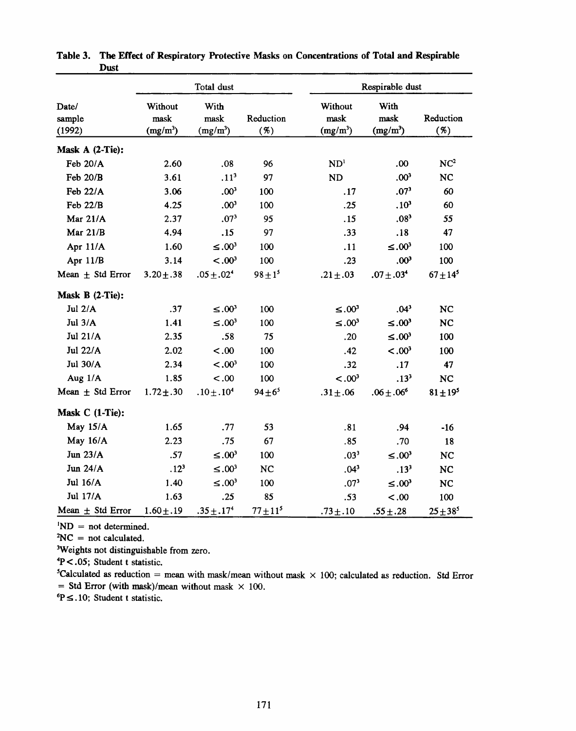**Table 3. The Effect of Respiratory Protective Masks on Concentrations of Total and Respirable Dust**

| | Total dust | | | Respirable dust | | |
|---|---|---|---|---|---|---|
| Date/ sample (1992) | Without mask ($mg/m^3$) | With mask ($mg/m^3$) | Reduction (%) | Without mask ($mg/m^3$) | With mask ($mg/m^3$) | Reduction (%) |
| **Mask A (2-Tie):** | | | | | | |
| Feb 20/A | 2.60 | .08 | 96 | ND[1] | .00 | NC[2] |
| Feb 20/B | 3.61 | .11[3] | 97 | ND | .00[3] | NC |
| Feb 22/A | 3.06 | .00[3] | 100 | .17 | .07[3] | 60 |
| Feb 22/B | 4.25 | .00[3] | 100 | .25 | .10[3] | 60 |
| Mar 21/A | 2.37 | .07[3] | 95 | .15 | .08[3] | 55 |
| Mar 21/B | 4.94 | .15 | 97 | .33 | .18 | 47 |
| Apr 11/A | 1.60 | ≤.00[3] | 100 | .11 | ≤.00[3] | 100 |
| Apr 11/B | 3.14 | <.00[3] | 100 | .23 | .00[3] | 100 |
| Mean ± Std Error | 3.20±.38 | .05±.02[4] | 98±1[5] | .21±.03 | .07±.03[4] | 67±14[5] |
| **Mask B (2-Tie):** | | | | | | |
| Jul 2/A | .37 | ≤.00[3] | 100 | ≤.00[3] | .04[3] | NC |
| Jul 3/A | 1.41 | ≤.00[3] | 100 | ≤.00[3] | ≤.00[3] | NC |
| Jul 21/A | 2.35 | .58 | 75 | .20 | ≤.00[3] | 100 |
| Jul 22/A | 2.02 | <.00 | 100 | .42 | <.00[3] | 100 |
| Jul 30/A | 2.34 | <.00[3] | 100 | .32 | .17 | 47 |
| Aug 1/A | 1.85 | <.00 | 100 | <.00[3] | .13[3] | NC |
| Mean ± Std Error | 1.72±.30 | .10±.10[4] | 94±6[5] | .31±.06 | .06±.06[6] | 81±19[5] |
| **Mask C (1-Tie):** | | | | | | |
| May 15/A | 1.65 | .77 | 53 | .81 | .94 | -16 |
| May 16/A | 2.23 | .75 | 67 | .85 | .70 | 18 |
| Jun 23/A | .57 | ≤.00[3] | 100 | .03[3] | ≤.00[3] | NC |
| Jun 24/A | .12[3] | ≤.00[3] | NC | .04[3] | .13[3] | NC |
| Jul 16/A | 1.40 | ≤.00[3] | 100 | .07[3] | ≤.00[3] | NC |
| Jul 17/A | 1.63 | .25 | 85 | .53 | <.00 | 100 |
| Mean ± Std Error | 1.60±.19 | .35±.17[4] | 77±11[5] | .73±.10 | .55±.28 | 25±38[5] |

[1]ND = not determined.
[2]NC = not calculated.
[3]Weights not distinguishable from zero.
[4]$P < .05$; Student t statistic.
[5]Calculated as reduction = mean with mask/mean without mask × 100; calculated as reduction. Std Error = Std Error (with mask)/mean without mask × 100.
[6]$P \leq .10$; Student t statistic.